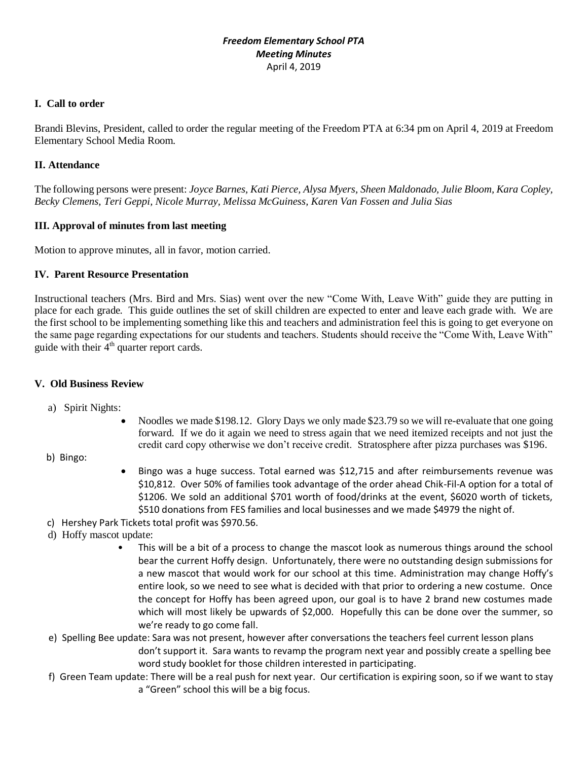***Freedom Elementary School PTA***
***Meeting Minutes***
April 4, 2019

## I. Call to order

Brandi Blevins, President, called to order the regular meeting of the Freedom PTA at 6:34 pm on April 4, 2019 at Freedom Elementary School Media Room.

## II. Attendance

The following persons were present: *Joyce Barnes, Kati Pierce, Alysa Myers, Sheen Maldonado, Julie Bloom, Kara Copley, Becky Clemens, Teri Geppi, Nicole Murray, Melissa McGuiness, Karen Van Fossen and Julia Sias*

## III. Approval of minutes from last meeting

Motion to approve minutes, all in favor, motion carried.

## IV. Parent Resource Presentation

Instructional teachers (Mrs. Bird and Mrs. Sias) went over the new "Come With, Leave With" guide they are putting in place for each grade. This guide outlines the set of skill children are expected to enter and leave each grade with. We are the first school to be implementing something like this and teachers and administration feel this is going to get everyone on the same page regarding expectations for our students and teachers. Students should receive the "Come With, Leave With" guide with their 4th quarter report cards.

## V. Old Business Review

a) Spirit Nights:

- Noodles we made $198.12. Glory Days we only made $23.79 so we will re-evaluate that one going forward. If we do it again we need to stress again that we need itemized receipts and not just the credit card copy otherwise we don't receive credit. Stratosphere after pizza purchases was $196.

b) Bingo:

- Bingo was a huge success. Total earned was $12,715 and after reimbursements revenue was $10,812. Over 50% of families took advantage of the order ahead Chik-Fil-A option for a total of $1206. We sold an additional $701 worth of food/drinks at the event, $6020 worth of tickets, $510 donations from FES families and local businesses and we made $4979 the night of.

c) Hershey Park Tickets total profit was $970.56.

d) Hoffy mascot update:

- This will be a bit of a process to change the mascot look as numerous things around the school bear the current Hoffy design. Unfortunately, there were no outstanding design submissions for a new mascot that would work for our school at this time. Administration may change Hoffy's entire look, so we need to see what is decided with that prior to ordering a new costume. Once the concept for Hoffy has been agreed upon, our goal is to have 2 brand new costumes made which will most likely be upwards of $2,000. Hopefully this can be done over the summer, so we're ready to go come fall.

e) Spelling Bee update: Sara was not present, however after conversations the teachers feel current lesson plans don't support it. Sara wants to revamp the program next year and possibly create a spelling bee word study booklet for those children interested in participating.

f) Green Team update: There will be a real push for next year. Our certification is expiring soon, so if we want to stay a "Green" school this will be a big focus.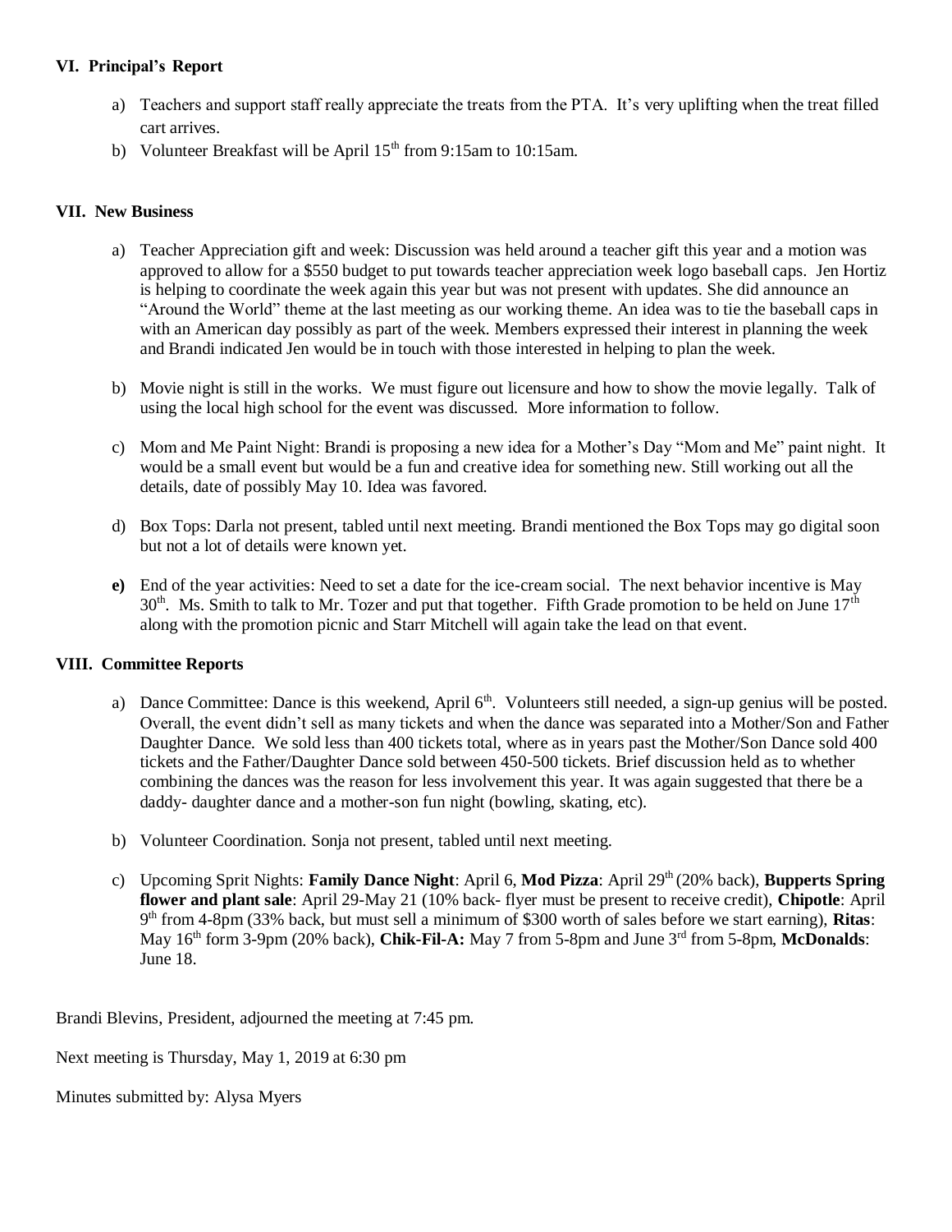### VI. Principal's Report

a) Teachers and support staff really appreciate the treats from the PTA. It's very uplifting when the treat filled cart arrives.

b) Volunteer Breakfast will be April 15th from 9:15am to 10:15am.

### VII. New Business

a) Teacher Appreciation gift and week: Discussion was held around a teacher gift this year and a motion was approved to allow for a $550 budget to put towards teacher appreciation week logo baseball caps. Jen Hortiz is helping to coordinate the week again this year but was not present with updates. She did announce an "Around the World" theme at the last meeting as our working theme. An idea was to tie the baseball caps in with an American day possibly as part of the week. Members expressed their interest in planning the week and Brandi indicated Jen would be in touch with those interested in helping to plan the week.

b) Movie night is still in the works. We must figure out licensure and how to show the movie legally. Talk of using the local high school for the event was discussed. More information to follow.

c) Mom and Me Paint Night: Brandi is proposing a new idea for a Mother's Day "Mom and Me" paint night. It would be a small event but would be a fun and creative idea for something new. Still working out all the details, date of possibly May 10. Idea was favored.

d) Box Tops: Darla not present, tabled until next meeting. Brandi mentioned the Box Tops may go digital soon but not a lot of details were known yet.

**e)** End of the year activities: Need to set a date for the ice-cream social. The next behavior incentive is May 30th. Ms. Smith to talk to Mr. Tozer and put that together. Fifth Grade promotion to be held on June 17th along with the promotion picnic and Starr Mitchell will again take the lead on that event.

### VIII. Committee Reports

a) Dance Committee: Dance is this weekend, April 6th. Volunteers still needed, a sign-up genius will be posted. Overall, the event didn't sell as many tickets and when the dance was separated into a Mother/Son and Father Daughter Dance. We sold less than 400 tickets total, where as in years past the Mother/Son Dance sold 400 tickets and the Father/Daughter Dance sold between 450-500 tickets. Brief discussion held as to whether combining the dances was the reason for less involvement this year. It was again suggested that there be a daddy- daughter dance and a mother-son fun night (bowling, skating, etc).

b) Volunteer Coordination. Sonja not present, tabled until next meeting.

c) Upcoming Sprit Nights: **Family Dance Night**: April 6, **Mod Pizza**: April 29th (20% back), **Bupperts Spring flower and plant sale**: April 29-May 21 (10% back- flyer must be present to receive credit), **Chipotle**: April 9th from 4-8pm (33% back, but must sell a minimum of $300 worth of sales before we start earning), **Ritas**: May 16th form 3-9pm (20% back), **Chik-Fil-A:** May 7 from 5-8pm and June 3rd from 5-8pm, **McDonalds**: June 18.

Brandi Blevins, President, adjourned the meeting at 7:45 pm.

Next meeting is Thursday, May 1, 2019 at 6:30 pm

Minutes submitted by: Alysa Myers